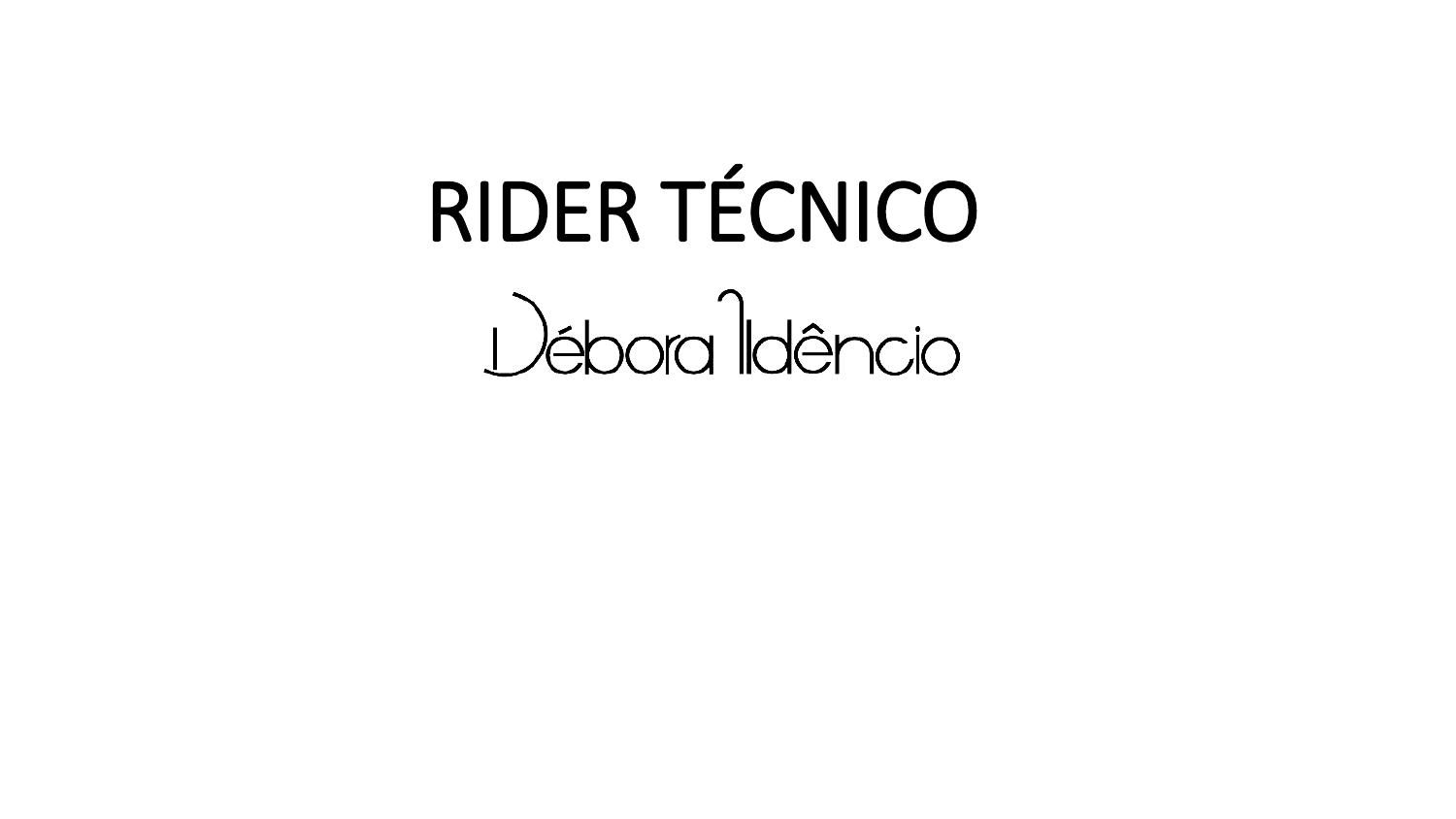# RIDER TÉCNICO

Débora Aldêncio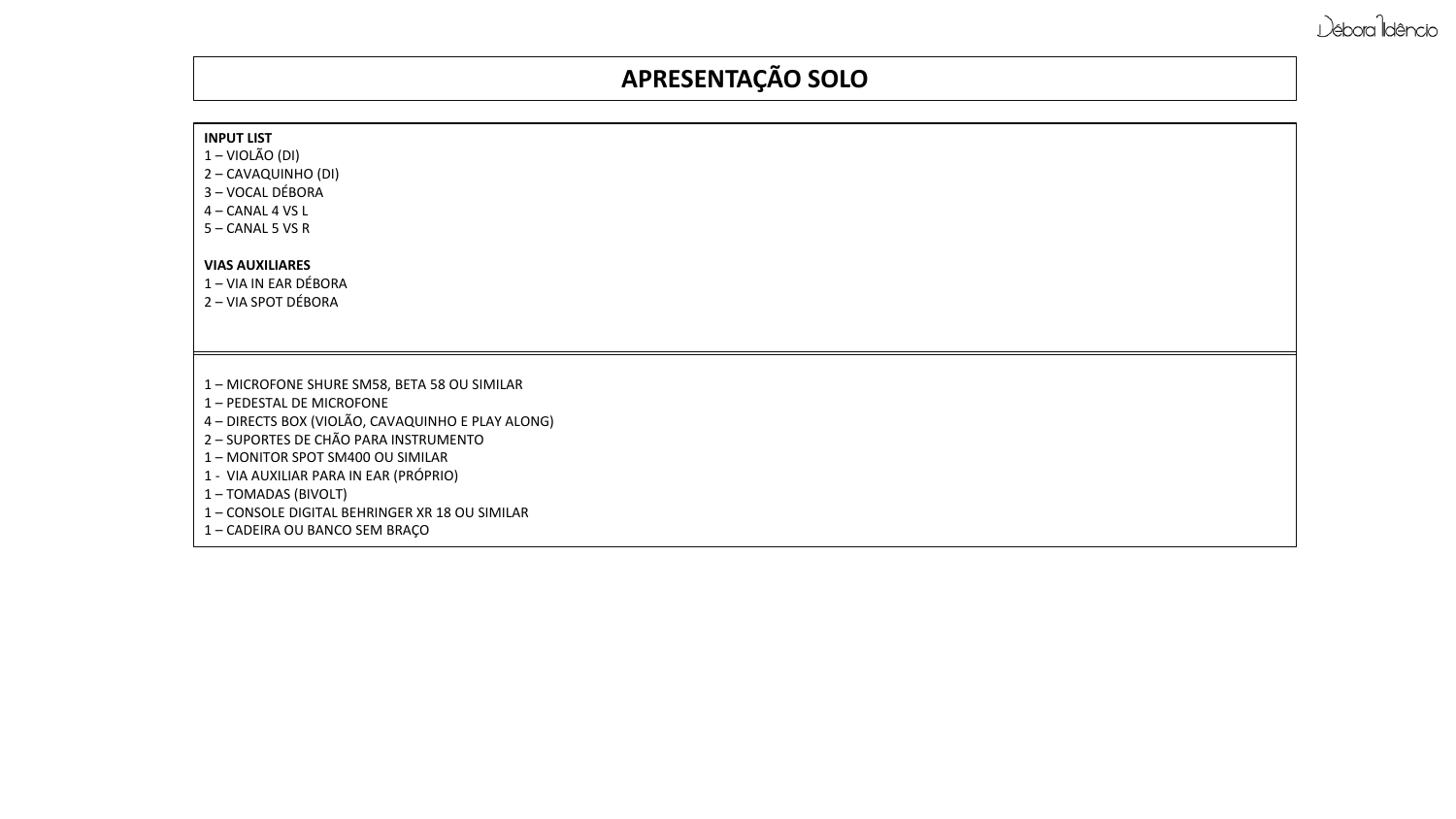# APRESENTAÇÃO SOLO

**INPUT LIST**

1 – VIOLÃO (DI)
2 – CAVAQUINHO (DI)
3 – VOCAL DÉBORA
4 – CANAL 4 VS L
5 – CANAL 5 VS R

**VIAS AUXILIARES**

1 – VIA IN EAR DÉBORA
2 – VIA SPOT DÉBORA

---

1 – MICROFONE SHURE SM58, BETA 58 OU SIMILAR
1 – PEDESTAL DE MICROFONE
4 – DIRECTS BOX (VIOLÃO, CAVAQUINHO E PLAY ALONG)
2 – SUPORTES DE CHÃO PARA INSTRUMENTO
1 – MONITOR SPOT SM400 OU SIMILAR
1 - VIA AUXILIAR PARA IN EAR (PRÓPRIO)
1 – TOMADAS (BIVOLT)
1 – CONSOLE DIGITAL BEHRINGER XR 18 OU SIMILAR
1 – CADEIRA OU BANCO SEM BRAÇO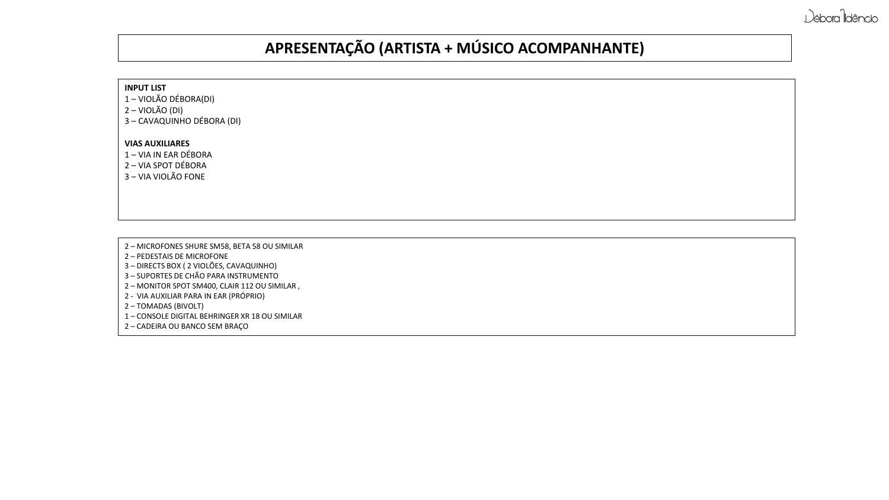# APRESENTAÇÃO (ARTISTA + MÚSICO ACOMPANHANTE)

**INPUT LIST**

1 – VIOLÃO DÉBORA(DI)
2 – VIOLÃO (DI)
3 – CAVAQUINHO DÉBORA (DI)

**VIAS AUXILIARES**

1 – VIA IN EAR DÉBORA
2 – VIA SPOT DÉBORA
3 – VIA VIOLÃO FONE

2 – MICROFONES SHURE SM58, BETA 58 OU SIMILAR
2 – PEDESTAIS DE MICROFONE
3 – DIRECTS BOX ( 2 VIOLÕES, CAVAQUINHO)
3 – SUPORTES DE CHÃO PARA INSTRUMENTO
2 – MONITOR SPOT SM400, CLAIR 112 OU SIMILAR ,
2 - VIA AUXILIAR PARA IN EAR (PRÓPRIO)
2 – TOMADAS (BIVOLT)
1 – CONSOLE DIGITAL BEHRINGER XR 18 OU SIMILAR
2 – CADEIRA OU BANCO SEM BRAÇO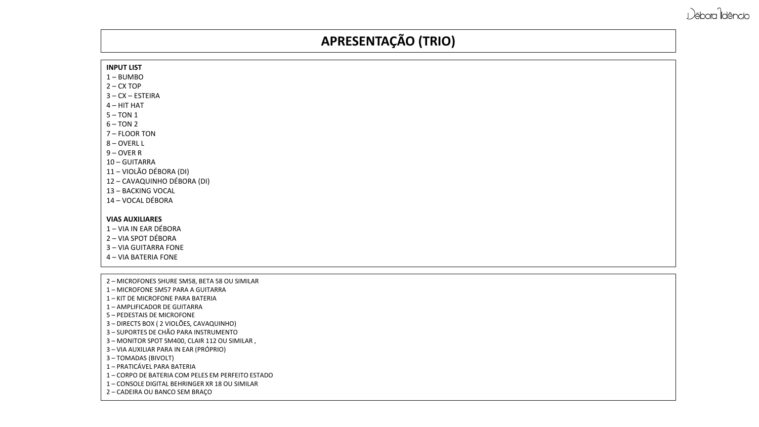# APRESENTAÇÃO (TRIO)

**INPUT LIST**

1 – BUMBO
2 – CX TOP
3 – CX – ESTEIRA
4 – HIT HAT
5 – TON 1
6 – TON 2
7 – FLOOR TON
8 – OVERL L
9 – OVER R
10 – GUITARRA
11 – VIOLÃO DÉBORA (DI)
12 – CAVAQUINHO DÉBORA (DI)
13 – BACKING VOCAL
14 – VOCAL DÉBORA

**VIAS AUXILIARES**

1 – VIA IN EAR DÉBORA
2 – VIA SPOT DÉBORA
3 – VIA GUITARRA FONE
4 – VIA BATERIA FONE

2 – MICROFONES SHURE SM58, BETA 58 OU SIMILAR
1 – MICROFONE SM57 PARA A GUITARRA
1 – KIT DE MICROFONE PARA BATERIA
1 – AMPLIFICADOR DE GUITARRA
5 – PEDESTAIS DE MICROFONE
3 – DIRECTS BOX ( 2 VIOLÕES, CAVAQUINHO)
3 – SUPORTES DE CHÃO PARA INSTRUMENTO
3 – MONITOR SPOT SM400, CLAIR 112 OU SIMILAR ,
3 – VIA AUXILIAR PARA IN EAR (PRÓPRIO)
3 – TOMADAS (BIVOLT)
1 – PRATICÁVEL PARA BATERIA
1 – CORPO DE BATERIA COM PELES EM PERFEITO ESTADO
1 – CONSOLE DIGITAL BEHRINGER XR 18 OU SIMILAR
2 – CADEIRA OU BANCO SEM BRAÇO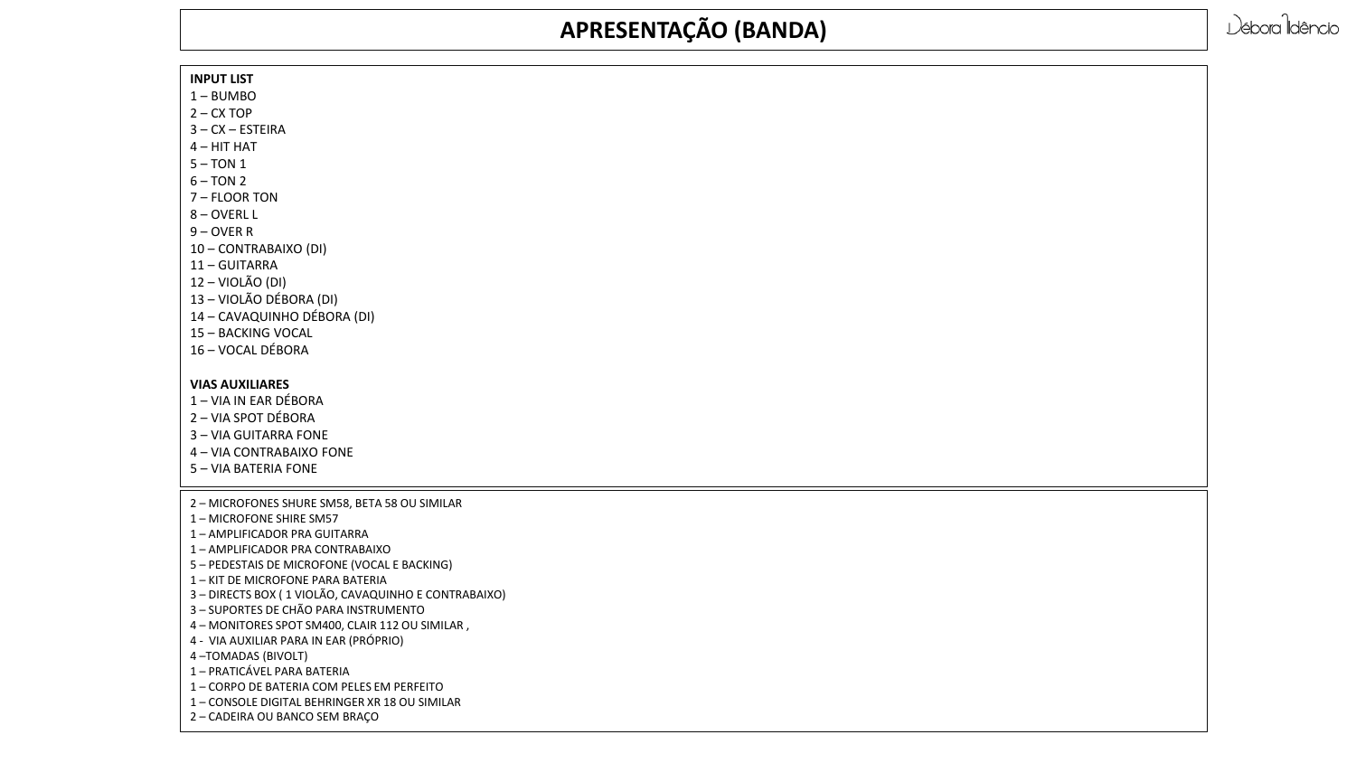# APRESENTAÇÃO (BANDA)

**INPUT LIST**

1 – BUMBO
2 – CX TOP
3 – CX – ESTEIRA
4 – HIT HAT
5 – TON 1
6 – TON 2
7 – FLOOR TON
8 – OVERL L
9 – OVER R
10 – CONTRABAIXO (DI)
11 – GUITARRA
12 – VIOLÃO (DI)
13 – VIOLÃO DÉBORA (DI)
14 – CAVAQUINHO DÉBORA (DI)
15 – BACKING VOCAL
16 – VOCAL DÉBORA

**VIAS AUXILIARES**

1 – VIA IN EAR DÉBORA
2 – VIA SPOT DÉBORA
3 – VIA GUITARRA FONE
4 – VIA CONTRABAIXO FONE
5 – VIA BATERIA FONE

2 – MICROFONES SHURE SM58, BETA 58 OU SIMILAR
1 – MICROFONE SHIRE SM57
1 – AMPLIFICADOR PRA GUITARRA
1 – AMPLIFICADOR PRA CONTRABAIXO
5 – PEDESTAIS DE MICROFONE (VOCAL E BACKING)
1 – KIT DE MICROFONE PARA BATERIA
3 – DIRECTS BOX ( 1 VIOLÃO, CAVAQUINHO E CONTRABAIXO)
3 – SUPORTES DE CHÃO PARA INSTRUMENTO
4 – MONITORES SPOT SM400, CLAIR 112 OU SIMILAR ,
4 - VIA AUXILIAR PARA IN EAR (PRÓPRIO)
4 –TOMADAS (BIVOLT)
1 – PRATICÁVEL PARA BATERIA
1 – CORPO DE BATERIA COM PELES EM PERFEITO
1 – CONSOLE DIGITAL BEHRINGER XR 18 OU SIMILAR
2 – CADEIRA OU BANCO SEM BRAÇO